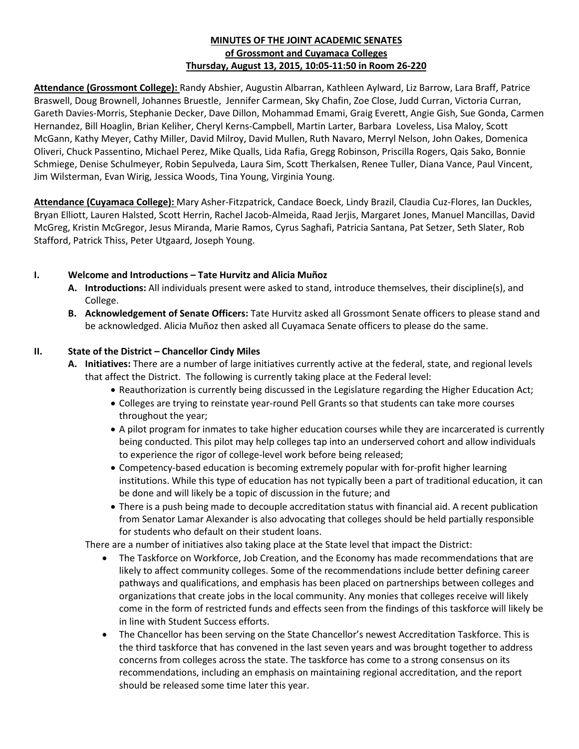**MINUTES OF THE JOINT ACADEMIC SENATES**
**of Grossmont and Cuyamaca Colleges**
**Thursday, August 13, 2015, 10:05-11:50 in Room 26-220**

**Attendance (Grossmont College):** Randy Abshier, Augustin Albarran, Kathleen Aylward, Liz Barrow, Lara Braff, Patrice Braswell, Doug Brownell, Johannes Bruestle, Jennifer Carmean, Sky Chafin, Zoe Close, Judd Curran, Victoria Curran, Gareth Davies-Morris, Stephanie Decker, Dave Dillon, Mohammad Emami, Graig Everett, Angie Gish, Sue Gonda, Carmen Hernandez, Bill Hoaglin, Brian Keliher, Cheryl Kerns-Campbell, Martin Larter, Barbara Loveless, Lisa Maloy, Scott McGann, Kathy Meyer, Cathy Miller, David Milroy, David Mullen, Ruth Navaro, Merryl Nelson, John Oakes, Domenica Oliveri, Chuck Passentino, Michael Perez, Mike Qualls, Lida Rafia, Gregg Robinson, Priscilla Rogers, Qais Sako, Bonnie Schmiege, Denise Schulmeyer, Robin Sepulveda, Laura Sim, Scott Therkalsen, Renee Tuller, Diana Vance, Paul Vincent, Jim Wilsterman, Evan Wirig, Jessica Woods, Tina Young, Virginia Young.

**Attendance (Cuyamaca College):** Mary Asher-Fitzpatrick, Candace Boeck, Lindy Brazil, Claudia Cuz-Flores, Ian Duckles, Bryan Elliott, Lauren Halsted, Scott Herrin, Rachel Jacob-Almeida, Raad Jerjis, Margaret Jones, Manuel Mancillas, David McGreg, Kristin McGregor, Jesus Miranda, Marie Ramos, Cyrus Saghafi, Patricia Santana, Pat Setzer, Seth Slater, Rob Stafford, Patrick Thiss, Peter Utgaard, Joseph Young.

## I. Welcome and Introductions – Tate Hurvitz and Alicia Muñoz

**A. Introductions:** All individuals present were asked to stand, introduce themselves, their discipline(s), and College.

**B. Acknowledgement of Senate Officers:** Tate Hurvitz asked all Grossmont Senate officers to please stand and be acknowledged. Alicia Muñoz then asked all Cuyamaca Senate officers to please do the same.

## II. State of the District – Chancellor Cindy Miles

**A. Initiatives:** There are a number of large initiatives currently active at the federal, state, and regional levels that affect the District. The following is currently taking place at the Federal level:

- Reauthorization is currently being discussed in the Legislature regarding the Higher Education Act;
- Colleges are trying to reinstate year-round Pell Grants so that students can take more courses throughout the year;
- A pilot program for inmates to take higher education courses while they are incarcerated is currently being conducted. This pilot may help colleges tap into an underserved cohort and allow individuals to experience the rigor of college-level work before being released;
- Competency-based education is becoming extremely popular with for-profit higher learning institutions. While this type of education has not typically been a part of traditional education, it can be done and will likely be a topic of discussion in the future; and
- There is a push being made to decouple accreditation status with financial aid. A recent publication from Senator Lamar Alexander is also advocating that colleges should be held partially responsible for students who default on their student loans.

There are a number of initiatives also taking place at the State level that impact the District:

- The Taskforce on Workforce, Job Creation, and the Economy has made recommendations that are likely to affect community colleges. Some of the recommendations include better defining career pathways and qualifications, and emphasis has been placed on partnerships between colleges and organizations that create jobs in the local community. Any monies that colleges receive will likely come in the form of restricted funds and effects seen from the findings of this taskforce will likely be in line with Student Success efforts.
- The Chancellor has been serving on the State Chancellor's newest Accreditation Taskforce. This is the third taskforce that has convened in the last seven years and was brought together to address concerns from colleges across the state. The taskforce has come to a strong consensus on its recommendations, including an emphasis on maintaining regional accreditation, and the report should be released some time later this year.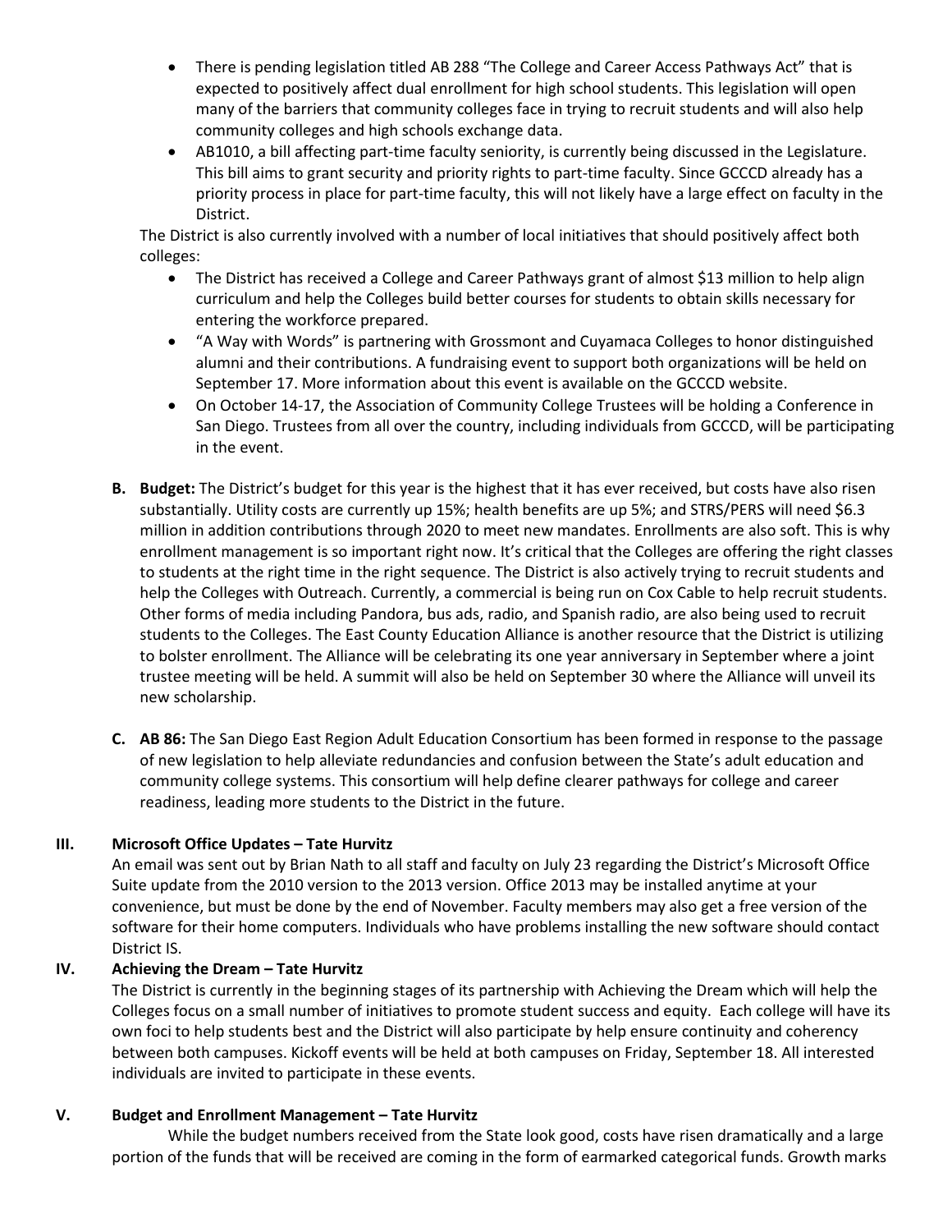- There is pending legislation titled AB 288 "The College and Career Access Pathways Act" that is expected to positively affect dual enrollment for high school students. This legislation will open many of the barriers that community colleges face in trying to recruit students and will also help community colleges and high schools exchange data.
- AB1010, a bill affecting part-time faculty seniority, is currently being discussed in the Legislature. This bill aims to grant security and priority rights to part-time faculty. Since GCCCD already has a priority process in place for part-time faculty, this will not likely have a large effect on faculty in the District.

The District is also currently involved with a number of local initiatives that should positively affect both colleges:

- The District has received a College and Career Pathways grant of almost $13 million to help align curriculum and help the Colleges build better courses for students to obtain skills necessary for entering the workforce prepared.
- "A Way with Words" is partnering with Grossmont and Cuyamaca Colleges to honor distinguished alumni and their contributions. A fundraising event to support both organizations will be held on September 17. More information about this event is available on the GCCCD website.
- On October 14-17, the Association of Community College Trustees will be holding a Conference in San Diego. Trustees from all over the country, including individuals from GCCCD, will be participating in the event.

**B. Budget:** The District's budget for this year is the highest that it has ever received, but costs have also risen substantially. Utility costs are currently up 15%; health benefits are up 5%; and STRS/PERS will need $6.3 million in addition contributions through 2020 to meet new mandates. Enrollments are also soft. This is why enrollment management is so important right now. It's critical that the Colleges are offering the right classes to students at the right time in the right sequence. The District is also actively trying to recruit students and help the Colleges with Outreach. Currently, a commercial is being run on Cox Cable to help recruit students. Other forms of media including Pandora, bus ads, radio, and Spanish radio, are also being used to recruit students to the Colleges. The East County Education Alliance is another resource that the District is utilizing to bolster enrollment. The Alliance will be celebrating its one year anniversary in September where a joint trustee meeting will be held. A summit will also be held on September 30 where the Alliance will unveil its new scholarship.

**C. AB 86:** The San Diego East Region Adult Education Consortium has been formed in response to the passage of new legislation to help alleviate redundancies and confusion between the State's adult education and community college systems. This consortium will help define clearer pathways for college and career readiness, leading more students to the District in the future.

## III. Microsoft Office Updates – Tate Hurvitz

An email was sent out by Brian Nath to all staff and faculty on July 23 regarding the District's Microsoft Office Suite update from the 2010 version to the 2013 version. Office 2013 may be installed anytime at your convenience, but must be done by the end of November. Faculty members may also get a free version of the software for their home computers. Individuals who have problems installing the new software should contact District IS.

## IV. Achieving the Dream – Tate Hurvitz

The District is currently in the beginning stages of its partnership with Achieving the Dream which will help the Colleges focus on a small number of initiatives to promote student success and equity. Each college will have its own foci to help students best and the District will also participate by help ensure continuity and coherency between both campuses. Kickoff events will be held at both campuses on Friday, September 18. All interested individuals are invited to participate in these events.

## V. Budget and Enrollment Management – Tate Hurvitz

While the budget numbers received from the State look good, costs have risen dramatically and a large portion of the funds that will be received are coming in the form of earmarked categorical funds. Growth marks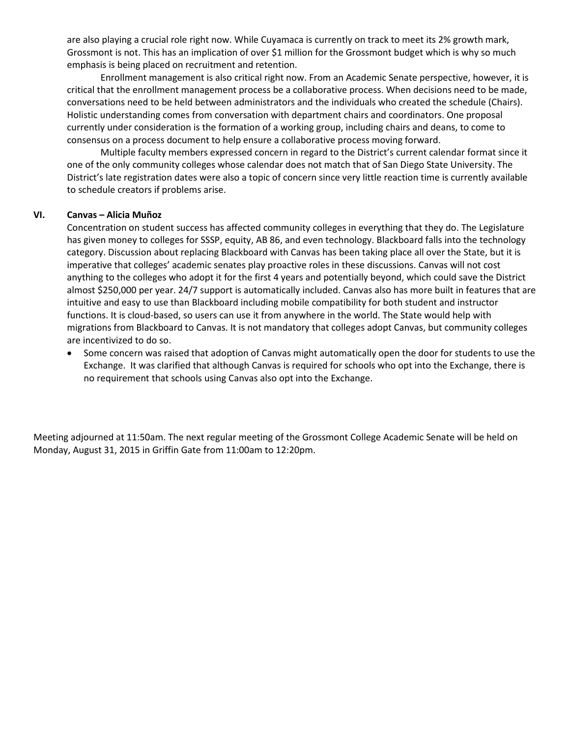are also playing a crucial role right now. While Cuyamaca is currently on track to meet its 2% growth mark, Grossmont is not. This has an implication of over $1 million for the Grossmont budget which is why so much emphasis is being placed on recruitment and retention.

Enrollment management is also critical right now. From an Academic Senate perspective, however, it is critical that the enrollment management process be a collaborative process. When decisions need to be made, conversations need to be held between administrators and the individuals who created the schedule (Chairs). Holistic understanding comes from conversation with department chairs and coordinators. One proposal currently under consideration is the formation of a working group, including chairs and deans, to come to consensus on a process document to help ensure a collaborative process moving forward.

Multiple faculty members expressed concern in regard to the District's current calendar format since it one of the only community colleges whose calendar does not match that of San Diego State University. The District's late registration dates were also a topic of concern since very little reaction time is currently available to schedule creators if problems arise.

**VI. Canvas – Alicia Muñoz**

Concentration on student success has affected community colleges in everything that they do. The Legislature has given money to colleges for SSSP, equity, AB 86, and even technology. Blackboard falls into the technology category. Discussion about replacing Blackboard with Canvas has been taking place all over the State, but it is imperative that colleges' academic senates play proactive roles in these discussions. Canvas will not cost anything to the colleges who adopt it for the first 4 years and potentially beyond, which could save the District almost $250,000 per year. 24/7 support is automatically included. Canvas also has more built in features that are intuitive and easy to use than Blackboard including mobile compatibility for both student and instructor functions. It is cloud-based, so users can use it from anywhere in the world. The State would help with migrations from Blackboard to Canvas. It is not mandatory that colleges adopt Canvas, but community colleges are incentivized to do so.

- Some concern was raised that adoption of Canvas might automatically open the door for students to use the Exchange. It was clarified that although Canvas is required for schools who opt into the Exchange, there is no requirement that schools using Canvas also opt into the Exchange.

Meeting adjourned at 11:50am. The next regular meeting of the Grossmont College Academic Senate will be held on Monday, August 31, 2015 in Griffin Gate from 11:00am to 12:20pm.